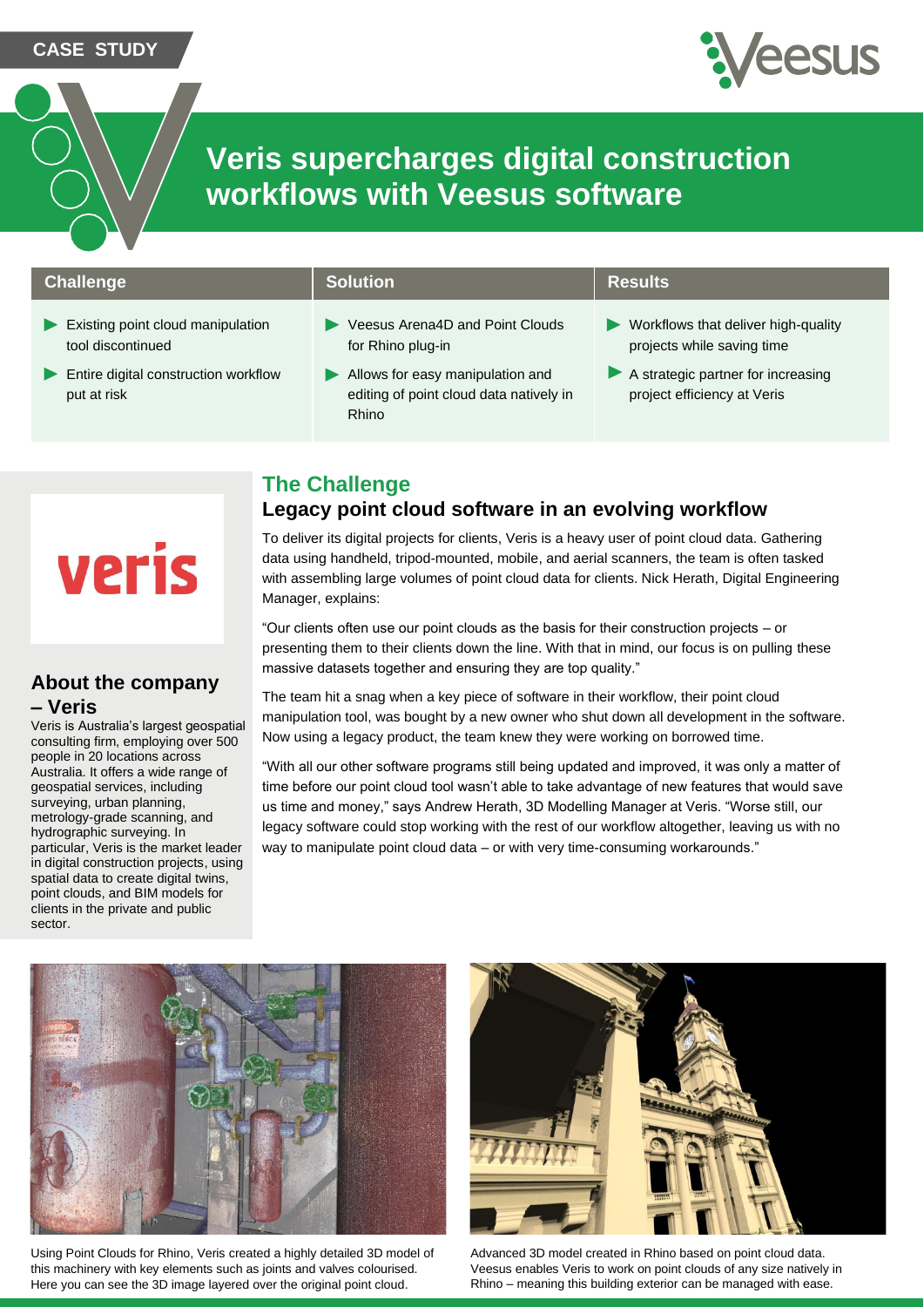CASE STUDY

# Veris supercharges digital construction workflows with Veesus software

| Challenge | Solution | Results |
|---|---|---|
| Existing point cloud manipulation tool discontinued; Entire digital construction workflow put at risk | Veesus Arena4D and Point Clouds for Rhino plug-in; Allows for easy manipulation and editing of point cloud data natively in Rhino | Workflows that deliver high-quality projects while saving time; A strategic partner for increasing project efficiency at Veris |

### About the company – Veris

Veris is Australia's largest geospatial consulting firm, employing over 500 people in 20 locations across Australia. It offers a wide range of geospatial services, including surveying, urban planning, metrology-grade scanning, and hydrographic surveying. In particular, Veris is the market leader in digital construction projects, using spatial data to create digital twins, point clouds, and BIM models for clients in the private and public sector.

## The Challenge

### Legacy point cloud software in an evolving workflow

To deliver its digital projects for clients, Veris is a heavy user of point cloud data. Gathering data using handheld, tripod-mounted, mobile, and aerial scanners, the team is often tasked with assembling large volumes of point cloud data for clients. Nick Herath, Digital Engineering Manager, explains:

"Our clients often use our point clouds as the basis for their construction projects – or presenting them to their clients down the line. With that in mind, our focus is on pulling these massive datasets together and ensuring they are top quality."

The team hit a snag when a key piece of software in their workflow, their point cloud manipulation tool, was bought by a new owner who shut down all development in the software. Now using a legacy product, the team knew they were working on borrowed time.

"With all our other software programs still being updated and improved, it was only a matter of time before our point cloud tool wasn't able to take advantage of new features that would save us time and money," says Andrew Herath, 3D Modelling Manager at Veris. "Worse still, our legacy software could stop working with the rest of our workflow altogether, leaving us with no way to manipulate point cloud data – or with very time-consuming workarounds."

Using Point Clouds for Rhino, Veris created a highly detailed 3D model of this machinery with key elements such as joints and valves colourised. Here you can see the 3D image layered over the original point cloud.

Advanced 3D model created in Rhino based on point cloud data. Veesus enables Veris to work on point clouds of any size natively in Rhino – meaning this building exterior can be managed with ease.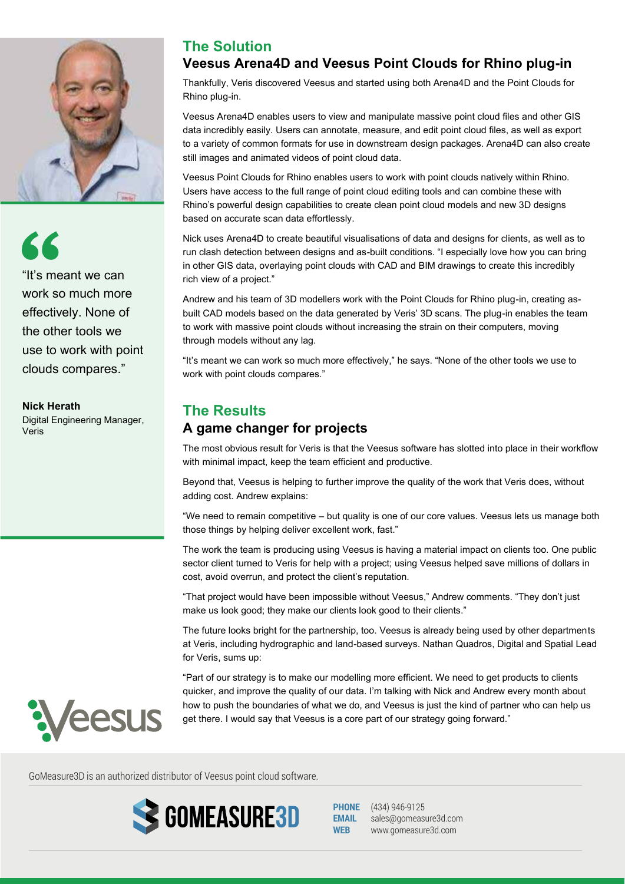## The Solution

### Veesus Arena4D and Veesus Point Clouds for Rhino plug-in

Thankfully, Veris discovered Veesus and started using both Arena4D and the Point Clouds for Rhino plug-in.

Veesus Arena4D enables users to view and manipulate massive point cloud files and other GIS data incredibly easily. Users can annotate, measure, and edit point cloud files, as well as export to a variety of common formats for use in downstream design packages. Arena4D can also create still images and animated videos of point cloud data.

Veesus Point Clouds for Rhino enables users to work with point clouds natively within Rhino. Users have access to the full range of point cloud editing tools and can combine these with Rhino's powerful design capabilities to create clean point cloud models and new 3D designs based on accurate scan data effortlessly.

Nick uses Arena4D to create beautiful visualisations of data and designs for clients, as well as to run clash detection between designs and as-built conditions. "I especially love how you can bring in other GIS data, overlaying point clouds with CAD and BIM drawings to create this incredibly rich view of a project."

Andrew and his team of 3D modellers work with the Point Clouds for Rhino plug-in, creating as-built CAD models based on the data generated by Veris' 3D scans. The plug-in enables the team to work with massive point clouds without increasing the strain on their computers, moving through models without any lag.

"It's meant we can work so much more effectively," he says. "None of the other tools we use to work with point clouds compares."

> "It's meant we can work so much more effectively. None of the other tools we use to work with point clouds compares."
>
> **Nick Herath**
> Digital Engineering Manager, Veris

## The Results

### A game changer for projects

The most obvious result for Veris is that the Veesus software has slotted into place in their workflow with minimal impact, keep the team efficient and productive.

Beyond that, Veesus is helping to further improve the quality of the work that Veris does, without adding cost. Andrew explains:

"We need to remain competitive – but quality is one of our core values. Veesus lets us manage both those things by helping deliver excellent work, fast."

The work the team is producing using Veesus is having a material impact on clients too. One public sector client turned to Veris for help with a project; using Veesus helped save millions of dollars in cost, avoid overrun, and protect the client's reputation.

"That project would have been impossible without Veesus," Andrew comments. "They don't just make us look good; they make our clients look good to their clients."

The future looks bright for the partnership, too. Veesus is already being used by other departments at Veris, including hydrographic and land-based surveys. Nathan Quadros, Digital and Spatial Lead for Veris, sums up:

"Part of our strategy is to make our modelling more efficient. We need to get products to clients quicker, and improve the quality of our data. I'm talking with Nick and Andrew every month about how to push the boundaries of what we do, and Veesus is just the kind of partner who can help us get there. I would say that Veesus is a core part of our strategy going forward."

Veesus

GoMeasure3D is an authorized distributor of Veesus point cloud software.

GOMEASURE3D

**PHONE** (434) 946-9125
**EMAIL** sales@gomeasure3d.com
**WEB** www.gomeasure3d.com